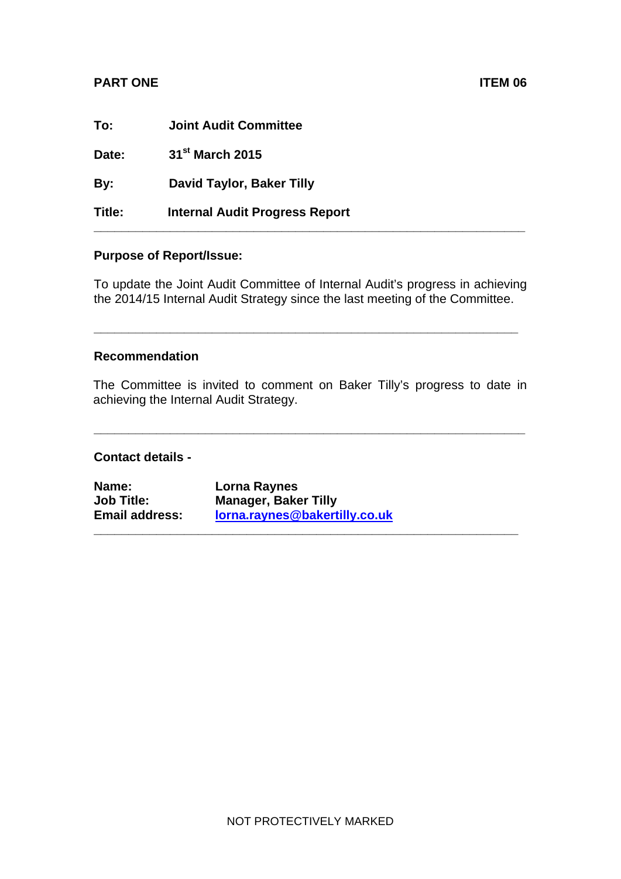**PART ONE** **ITEM 06**

| | |
|---|---|
| **To:** | **Joint Audit Committee** |
| **Date:** | **31st March 2015** |
| **By:** | **David Taylor, Baker Tilly** |
| **Title:** | **Internal Audit Progress Report** |

---

**Purpose of Report/Issue:**

To update the Joint Audit Committee of Internal Audit's progress in achieving the 2014/15 Internal Audit Strategy since the last meeting of the Committee.

---

**Recommendation**

The Committee is invited to comment on Baker Tilly's progress to date in achieving the Internal Audit Strategy.

---

**Contact details -**

| | |
|---|---|
| **Name:** | **Lorna Raynes** |
| **Job Title:** | **Manager, Baker Tilly** |
| **Email address:** | **lorna.raynes@bakertilly.co.uk** |

---

NOT PROTECTIVELY MARKED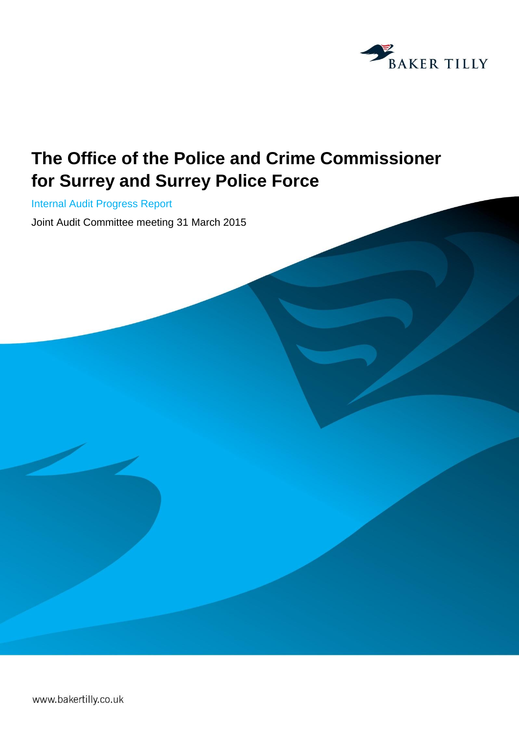BAKER TILLY

# The Office of the Police and Crime Commissioner for Surrey and Surrey Police Force

Internal Audit Progress Report

Joint Audit Committee meeting 31 March 2015

www.bakertilly.co.uk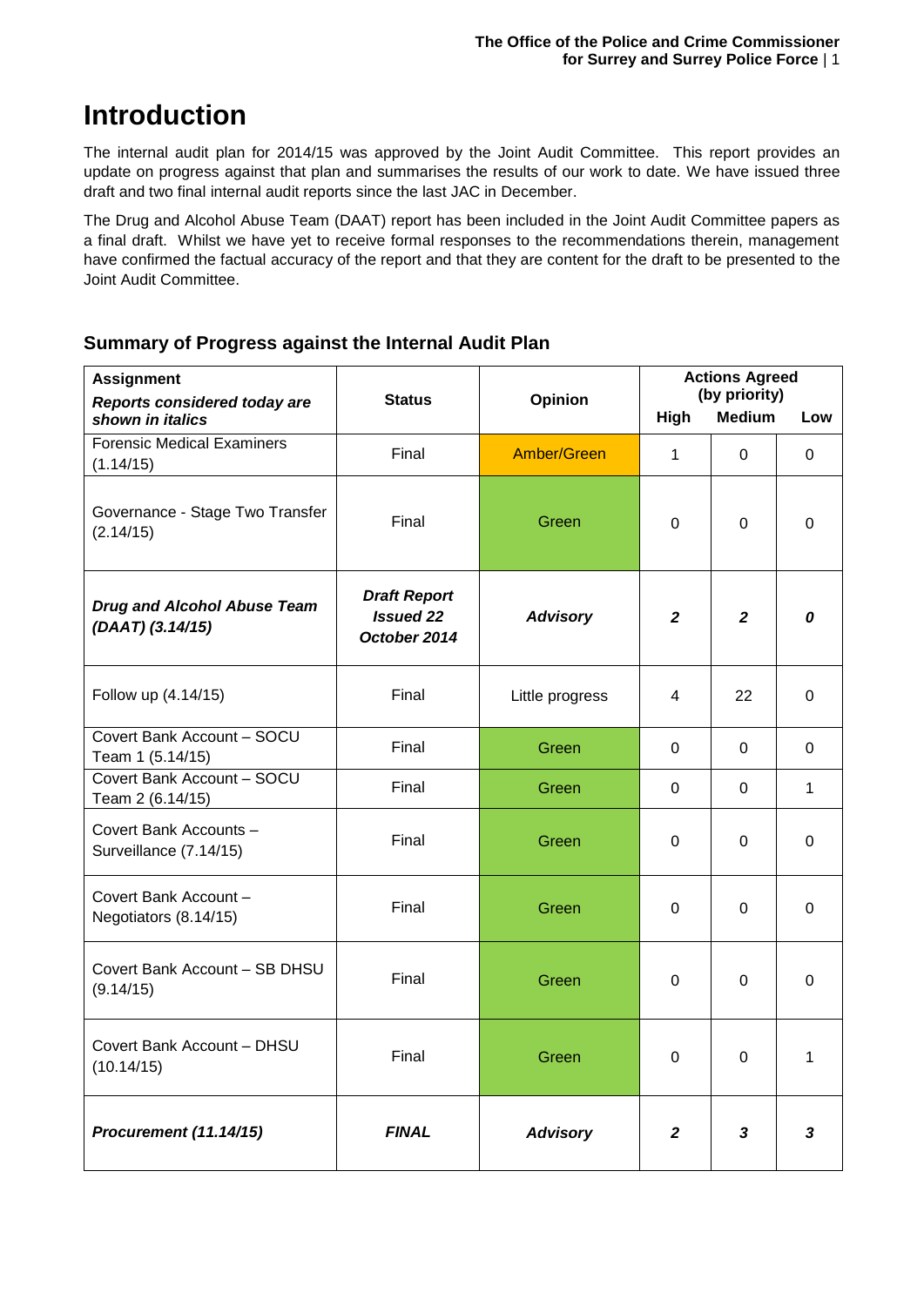# Introduction

The internal audit plan for 2014/15 was approved by the Joint Audit Committee. This report provides an update on progress against that plan and summarises the results of our work to date. We have issued three draft and two final internal audit reports since the last JAC in December.

The Drug and Alcohol Abuse Team (DAAT) report has been included in the Joint Audit Committee papers as a final draft. Whilst we have yet to receive formal responses to the recommendations therein, management have confirmed the factual accuracy of the report and that they are content for the draft to be presented to the Joint Audit Committee.

## Summary of Progress against the Internal Audit Plan

| Assignment<br>*Reports considered today are shown in italics* | Status | Opinion | Actions Agreed (by priority) | | |
|---|---|---|---|---|---|
| | | | High | Medium | Low |
| Forensic Medical Examiners (1.14/15) | Final | Amber/Green | 1 | 0 | 0 |
| Governance - Stage Two Transfer (2.14/15) | Final | Green | 0 | 0 | 0 |
| ***Drug and Alcohol Abuse Team (DAAT) (3.14/15)*** | ***Draft Report Issued 22 October 2014*** | ***Advisory*** | ***2*** | ***2*** | ***0*** |
| Follow up (4.14/15) | Final | Little progress | 4 | 22 | 0 |
| Covert Bank Account – SOCU Team 1 (5.14/15) | Final | Green | 0 | 0 | 0 |
| Covert Bank Account – SOCU Team 2 (6.14/15) | Final | Green | 0 | 0 | 1 |
| Covert Bank Accounts – Surveillance (7.14/15) | Final | Green | 0 | 0 | 0 |
| Covert Bank Account – Negotiators (8.14/15) | Final | Green | 0 | 0 | 0 |
| Covert Bank Account – SB DHSU (9.14/15) | Final | Green | 0 | 0 | 0 |
| Covert Bank Account – DHSU (10.14/15) | Final | Green | 0 | 0 | 1 |
| ***Procurement (11.14/15)*** | ***FINAL*** | ***Advisory*** | ***2*** | ***3*** | ***3*** |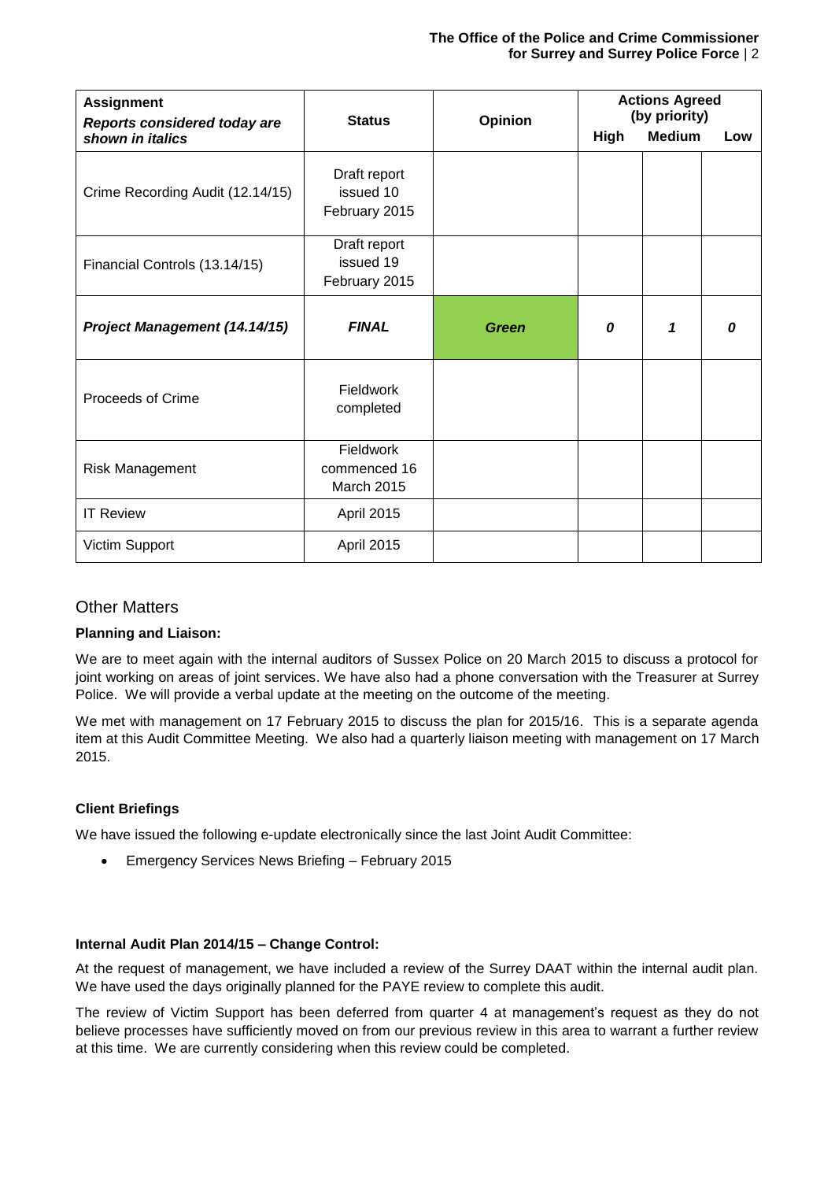| **Assignment** *Reports considered today are shown in italics* | **Status** | **Opinion** | **Actions Agreed (by priority)** | | |
|---|---|---|---|---|---|
| | | | **High** | **Medium** | **Low** |
| Crime Recording Audit (12.14/15) | Draft report issued 10 February 2015 | | | | |
| Financial Controls (13.14/15) | Draft report issued 19 February 2015 | | | | |
| ***Project Management (14.14/15)*** | ***FINAL*** | ***Green*** | ***0*** | ***1*** | ***0*** |
| Proceeds of Crime | Fieldwork completed | | | | |
| Risk Management | Fieldwork commenced 16 March 2015 | | | | |
| IT Review | April 2015 | | | | |
| Victim Support | April 2015 | | | | |

## Other Matters

**Planning and Liaison:**

We are to meet again with the internal auditors of Sussex Police on 20 March 2015 to discuss a protocol for joint working on areas of joint services. We have also had a phone conversation with the Treasurer at Surrey Police. We will provide a verbal update at the meeting on the outcome of the meeting.

We met with management on 17 February 2015 to discuss the plan for 2015/16. This is a separate agenda item at this Audit Committee Meeting. We also had a quarterly liaison meeting with management on 17 March 2015.

**Client Briefings**

We have issued the following e-update electronically since the last Joint Audit Committee:

- Emergency Services News Briefing – February 2015

**Internal Audit Plan 2014/15 – Change Control:**

At the request of management, we have included a review of the Surrey DAAT within the internal audit plan. We have used the days originally planned for the PAYE review to complete this audit.

The review of Victim Support has been deferred from quarter 4 at management's request as they do not believe processes have sufficiently moved on from our previous review in this area to warrant a further review at this time. We are currently considering when this review could be completed.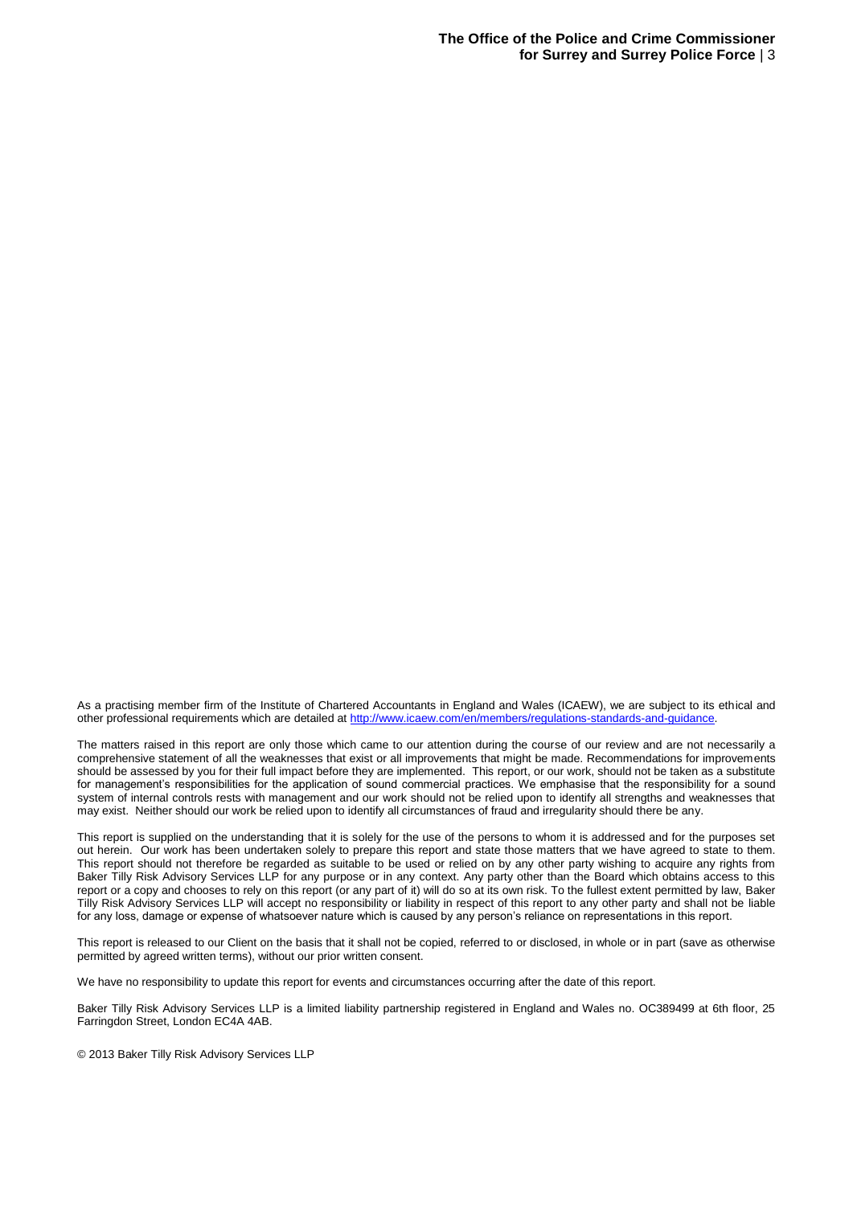As a practising member firm of the Institute of Chartered Accountants in England and Wales (ICAEW), we are subject to its ethical and other professional requirements which are detailed at http://www.icaew.com/en/members/regulations-standards-and-guidance.

The matters raised in this report are only those which came to our attention during the course of our review and are not necessarily a comprehensive statement of all the weaknesses that exist or all improvements that might be made. Recommendations for improvements should be assessed by you for their full impact before they are implemented. This report, or our work, should not be taken as a substitute for management's responsibilities for the application of sound commercial practices. We emphasise that the responsibility for a sound system of internal controls rests with management and our work should not be relied upon to identify all strengths and weaknesses that may exist. Neither should our work be relied upon to identify all circumstances of fraud and irregularity should there be any.

This report is supplied on the understanding that it is solely for the use of the persons to whom it is addressed and for the purposes set out herein. Our work has been undertaken solely to prepare this report and state those matters that we have agreed to state to them. This report should not therefore be regarded as suitable to be used or relied on by any other party wishing to acquire any rights from Baker Tilly Risk Advisory Services LLP for any purpose or in any context. Any party other than the Board which obtains access to this report or a copy and chooses to rely on this report (or any part of it) will do so at its own risk. To the fullest extent permitted by law, Baker Tilly Risk Advisory Services LLP will accept no responsibility or liability in respect of this report to any other party and shall not be liable for any loss, damage or expense of whatsoever nature which is caused by any person's reliance on representations in this report.

This report is released to our Client on the basis that it shall not be copied, referred to or disclosed, in whole or in part (save as otherwise permitted by agreed written terms), without our prior written consent.

We have no responsibility to update this report for events and circumstances occurring after the date of this report.

Baker Tilly Risk Advisory Services LLP is a limited liability partnership registered in England and Wales no. OC389499 at 6th floor, 25 Farringdon Street, London EC4A 4AB.

© 2013 Baker Tilly Risk Advisory Services LLP